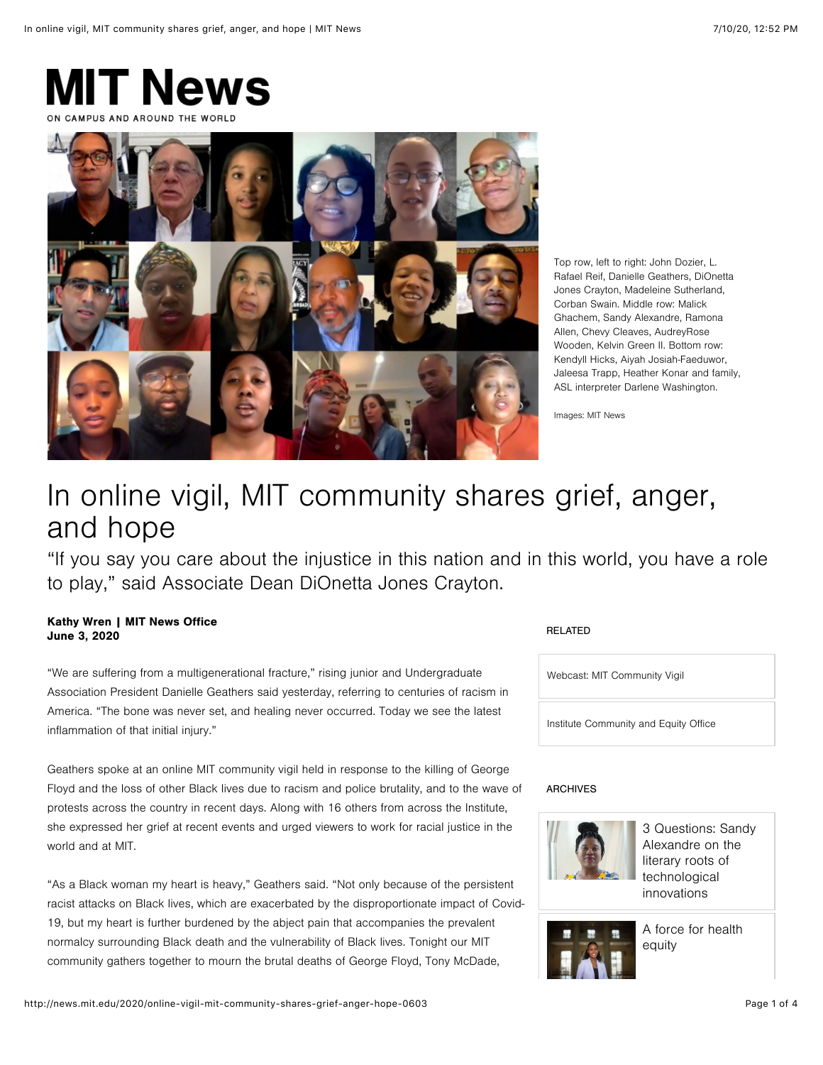# MIT News

ON CAMPUS AND AROUND THE WORLD

Top row, left to right: John Dozier, L. Rafael Reif, Danielle Geathers, DiOnetta Jones Crayton, Madeleine Sutherland, Corban Swain. Middle row: Malick Ghachem, Sandy Alexandre, Ramona Allen, Chevy Cleaves, AudreyRose Wooden, Kelvin Green II. Bottom row: Kendyll Hicks, Aiyah Josiah-Faeduwor, Jaleesa Trapp, Heather Konar and family, ASL interpreter Darlene Washington.

Images: MIT News

# In online vigil, MIT community shares grief, anger, and hope

"If you say you care about the injustice in this nation and in this world, you have a role to play," said Associate Dean DiOnetta Jones Crayton.

**Kathy Wren | MIT News Office**
**June 3, 2020**

"We are suffering from a multigenerational fracture," rising junior and Undergraduate Association President Danielle Geathers said yesterday, referring to centuries of racism in America. "The bone was never set, and healing never occurred. Today we see the latest inflammation of that initial injury."

Geathers spoke at an online MIT community vigil held in response to the killing of George Floyd and the loss of other Black lives due to racism and police brutality, and to the wave of protests across the country in recent days. Along with 16 others from across the Institute, she expressed her grief at recent events and urged viewers to work for racial justice in the world and at MIT.

"As a Black woman my heart is heavy," Geathers said. "Not only because of the persistent racist attacks on Black lives, which are exacerbated by the disproportionate impact of Covid-19, but my heart is further burdened by the abject pain that accompanies the prevalent normalcy surrounding Black death and the vulnerability of Black lives. Tonight our MIT community gathers together to mourn the brutal deaths of George Floyd, Tony McDade,

RELATED

Webcast: MIT Community Vigil

Institute Community and Equity Office

ARCHIVES

3 Questions: Sandy Alexandre on the literary roots of technological innovations

A force for health equity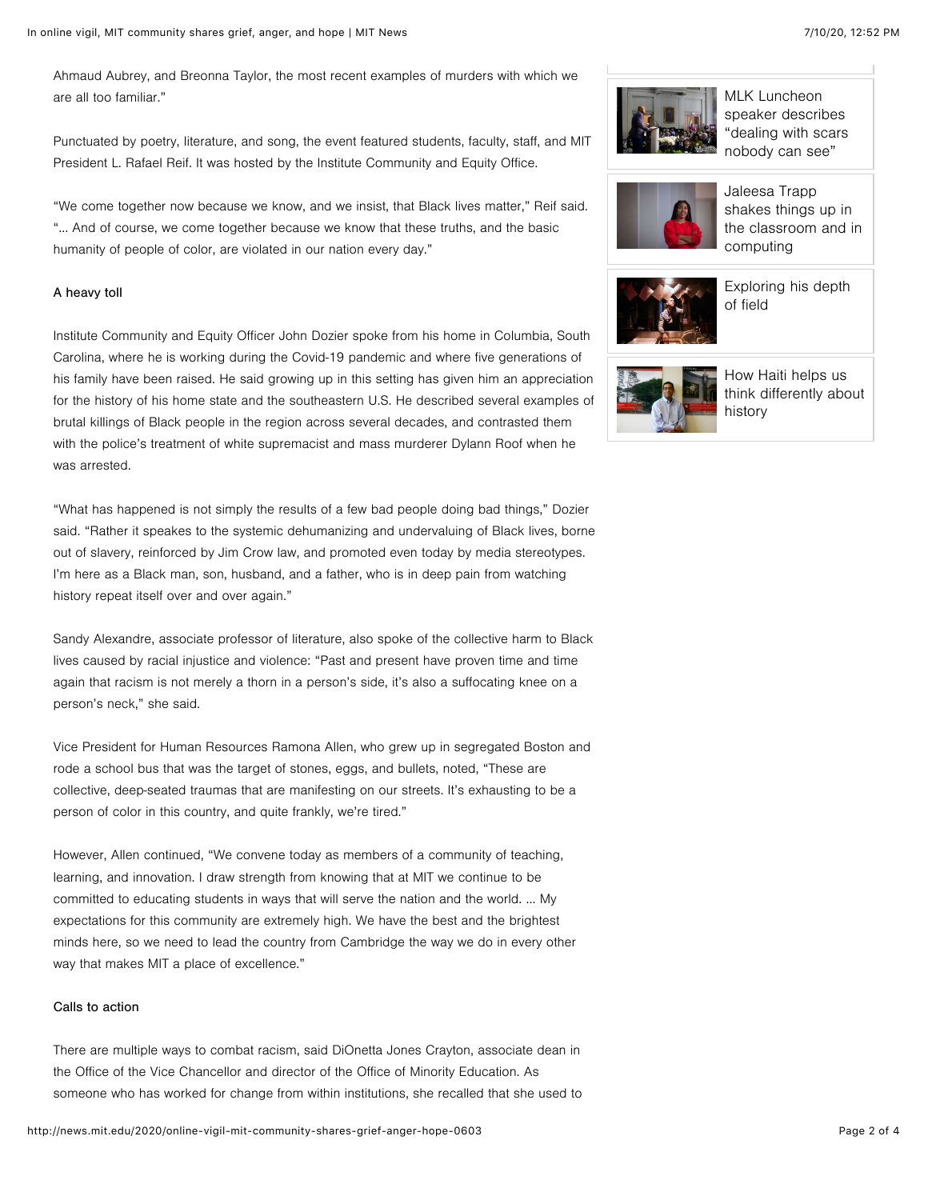Ahmaud Aubrey, and Breonna Taylor, the most recent examples of murders with which we are all too familiar."

Punctuated by poetry, literature, and song, the event featured students, faculty, staff, and MIT President L. Rafael Reif. It was hosted by the Institute Community and Equity Office.

"We come together now because we know, and we insist, that Black lives matter," Reif said. "… And of course, we come together because we know that these truths, and the basic humanity of people of color, are violated in our nation every day."

### A heavy toll

Institute Community and Equity Officer John Dozier spoke from his home in Columbia, South Carolina, where he is working during the Covid-19 pandemic and where five generations of his family have been raised. He said growing up in this setting has given him an appreciation for the history of his home state and the southeastern U.S. He described several examples of brutal killings of Black people in the region across several decades, and contrasted them with the police's treatment of white supremacist and mass murderer Dylann Roof when he was arrested.

"What has happened is not simply the results of a few bad people doing bad things," Dozier said. "Rather it speakes to the systemic dehumanizing and undervaluing of Black lives, borne out of slavery, reinforced by Jim Crow law, and promoted even today by media stereotypes. I'm here as a Black man, son, husband, and a father, who is in deep pain from watching history repeat itself over and over again."

Sandy Alexandre, associate professor of literature, also spoke of the collective harm to Black lives caused by racial injustice and violence: "Past and present have proven time and time again that racism is not merely a thorn in a person's side, it's also a suffocating knee on a person's neck," she said.

Vice President for Human Resources Ramona Allen, who grew up in segregated Boston and rode a school bus that was the target of stones, eggs, and bullets, noted, "These are collective, deep-seated traumas that are manifesting on our streets. It's exhausting to be a person of color in this country, and quite frankly, we're tired."

However, Allen continued, "We convene today as members of a community of teaching, learning, and innovation. I draw strength from knowing that at MIT we continue to be committed to educating students in ways that will serve the nation and the world. … My expectations for this community are extremely high. We have the best and the brightest minds here, so we need to lead the country from Cambridge the way we do in every other way that makes MIT a place of excellence."

### Calls to action

There are multiple ways to combat racism, said DiOnetta Jones Crayton, associate dean in the Office of the Vice Chancellor and director of the Office of Minority Education. As someone who has worked for change from within institutions, she recalled that she used to

MLK Luncheon speaker describes "dealing with scars nobody can see"

Jaleesa Trapp shakes things up in the classroom and in computing

Exploring his depth of field

How Haiti helps us think differently about history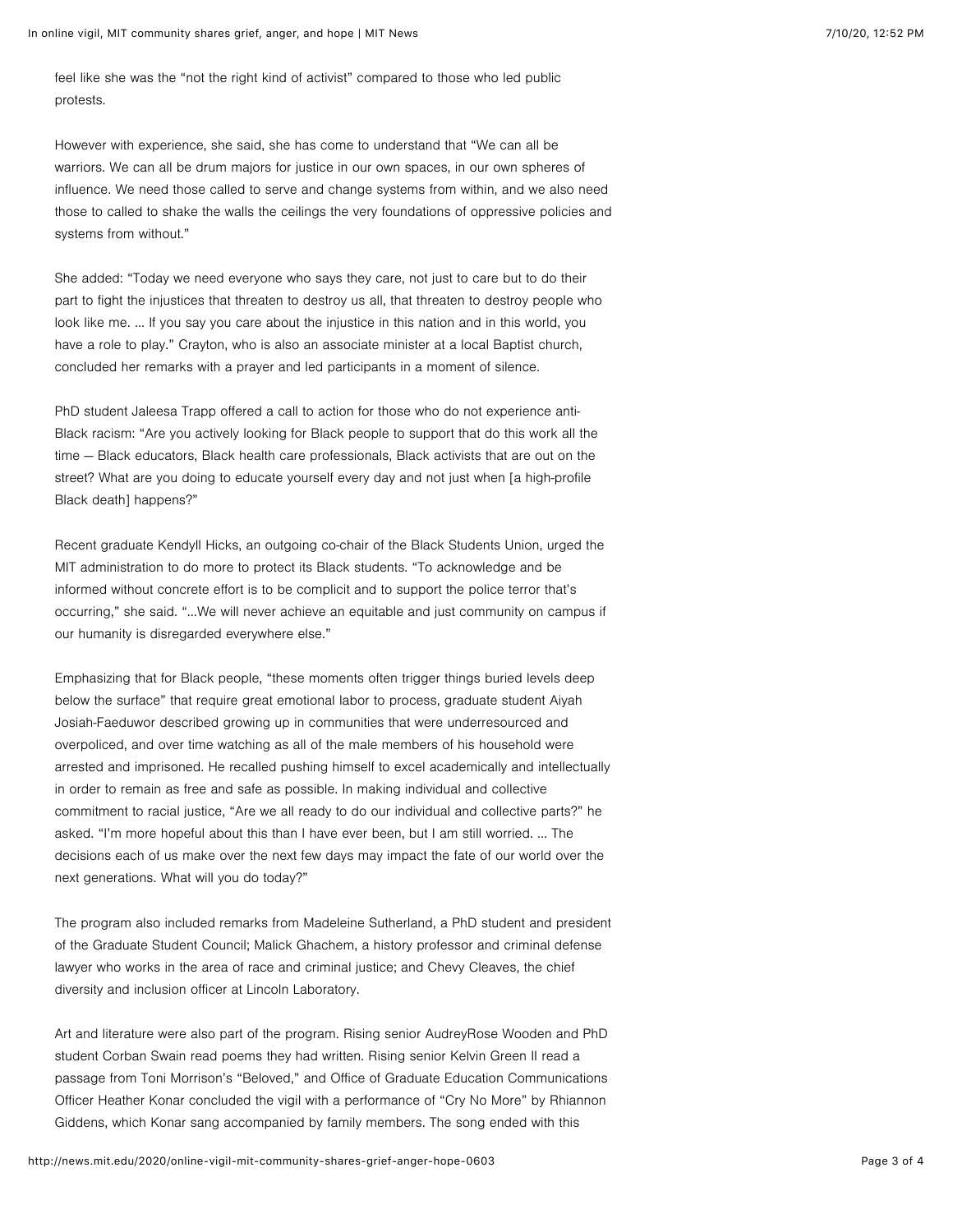feel like she was the "not the right kind of activist" compared to those who led public protests.

However with experience, she said, she has come to understand that "We can all be warriors. We can all be drum majors for justice in our own spaces, in our own spheres of influence. We need those called to serve and change systems from within, and we also need those to called to shake the walls the ceilings the very foundations of oppressive policies and systems from without."

She added: "Today we need everyone who says they care, not just to care but to do their part to fight the injustices that threaten to destroy us all, that threaten to destroy people who look like me. ... If you say you care about the injustice in this nation and in this world, you have a role to play." Crayton, who is also an associate minister at a local Baptist church, concluded her remarks with a prayer and led participants in a moment of silence.

PhD student Jaleesa Trapp offered a call to action for those who do not experience anti-Black racism: "Are you actively looking for Black people to support that do this work all the time — Black educators, Black health care professionals, Black activists that are out on the street? What are you doing to educate yourself every day and not just when [a high-profile Black death] happens?"

Recent graduate Kendyll Hicks, an outgoing co-chair of the Black Students Union, urged the MIT administration to do more to protect its Black students. "To acknowledge and be informed without concrete effort is to be complicit and to support the police terror that's occurring," she said. "...We will never achieve an equitable and just community on campus if our humanity is disregarded everywhere else."

Emphasizing that for Black people, "these moments often trigger things buried levels deep below the surface" that require great emotional labor to process, graduate student Aiyah Josiah-Faeduwor described growing up in communities that were underresourced and overpoliced, and over time watching as all of the male members of his household were arrested and imprisoned. He recalled pushing himself to excel academically and intellectually in order to remain as free and safe as possible. In making individual and collective commitment to racial justice, "Are we all ready to do our individual and collective parts?" he asked. "I'm more hopeful about this than I have ever been, but I am still worried. ... The decisions each of us make over the next few days may impact the fate of our world over the next generations. What will you do today?"

The program also included remarks from Madeleine Sutherland, a PhD student and president of the Graduate Student Council; Malick Ghachem, a history professor and criminal defense lawyer who works in the area of race and criminal justice; and Chevy Cleaves, the chief diversity and inclusion officer at Lincoln Laboratory.

Art and literature were also part of the program. Rising senior AudreyRose Wooden and PhD student Corban Swain read poems they had written. Rising senior Kelvin Green II read a passage from Toni Morrison's "Beloved," and Office of Graduate Education Communications Officer Heather Konar concluded the vigil with a performance of "Cry No More" by Rhiannon Giddens, which Konar sang accompanied by family members. The song ended with this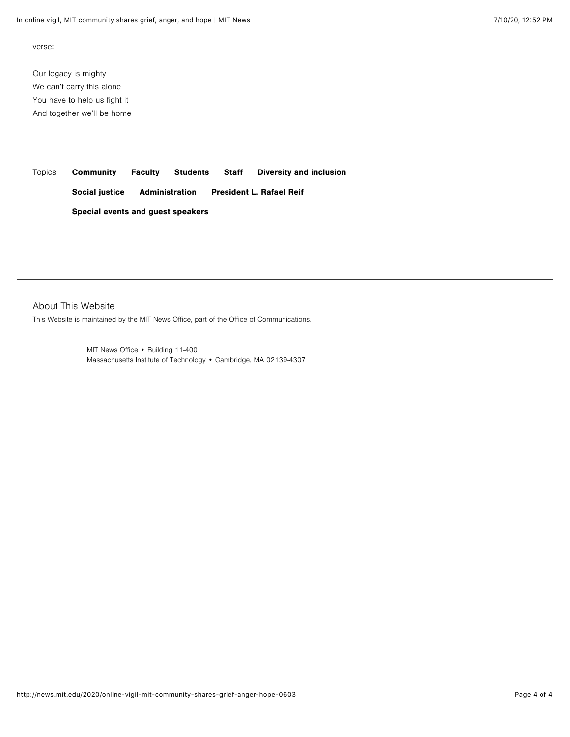verse:

Our legacy is mighty
We can't carry this alone
You have to help us fight it
And together we'll be home

---

Topics: **Community** **Faculty** **Students** **Staff** **Diversity and inclusion** **Social justice** **Administration** **President L. Rafael Reif** **Special events and guest speakers**

---

## About This Website

This Website is maintained by the MIT News Office, part of the Office of Communications.

MIT News Office • Building 11-400
Massachusetts Institute of Technology • Cambridge, MA 02139-4307